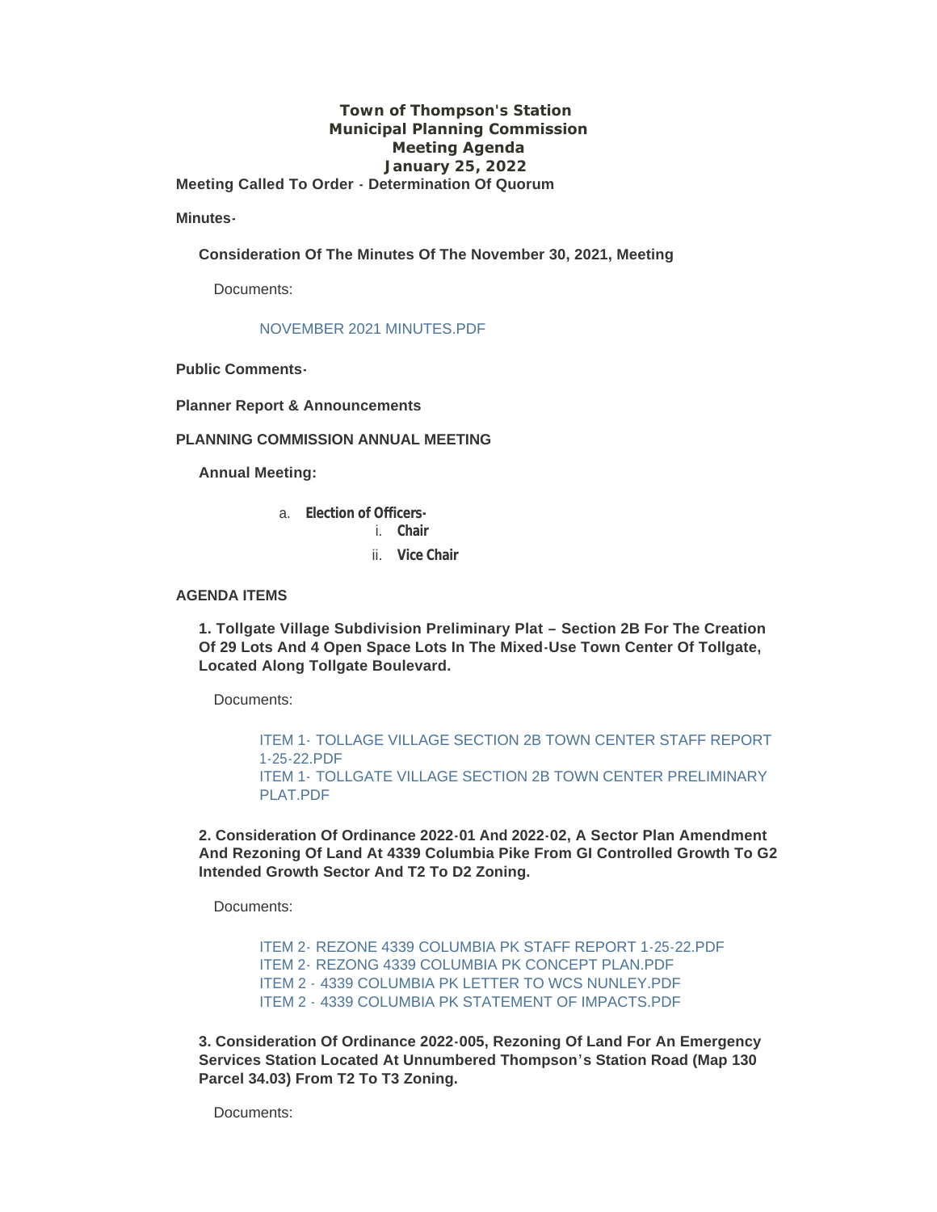# Town of Thompson's Station
# Municipal Planning Commission
# Meeting Agenda
# January 25, 2022

**Meeting Called To Order - Determination Of Quorum**

**Minutes-**

**Consideration Of The Minutes Of The November 30, 2021, Meeting**

Documents:

NOVEMBER 2021 MINUTES.PDF

**Public Comments-**

**Planner Report & Announcements**

**PLANNING COMMISSION ANNUAL MEETING**

**Annual Meeting:**

a. **Election of Officers-**
   i. **Chair**
   ii. **Vice Chair**

**AGENDA ITEMS**

**1. Tollgate Village Subdivision Preliminary Plat – Section 2B For The Creation Of 29 Lots And 4 Open Space Lots In The Mixed-Use Town Center Of Tollgate, Located Along Tollgate Boulevard.**

Documents:

ITEM 1- TOLLAGE VILLAGE SECTION 2B TOWN CENTER STAFF REPORT 1-25-22.PDF
ITEM 1- TOLLGATE VILLAGE SECTION 2B TOWN CENTER PRELIMINARY PLAT.PDF

**2. Consideration Of Ordinance 2022-01 And 2022-02, A Sector Plan Amendment And Rezoning Of Land At 4339 Columbia Pike From GI Controlled Growth To G2 Intended Growth Sector And T2 To D2 Zoning.**

Documents:

ITEM 2- REZONE 4339 COLUMBIA PK STAFF REPORT 1-25-22.PDF
ITEM 2- REZONG 4339 COLUMBIA PK CONCEPT PLAN.PDF
ITEM 2 - 4339 COLUMBIA PK LETTER TO WCS NUNLEY.PDF
ITEM 2 - 4339 COLUMBIA PK STATEMENT OF IMPACTS.PDF

**3. Consideration Of Ordinance 2022-005, Rezoning Of Land For An Emergency Services Station Located At Unnumbered Thompson's Station Road (Map 130 Parcel 34.03) From T2 To T3 Zoning.**

Documents: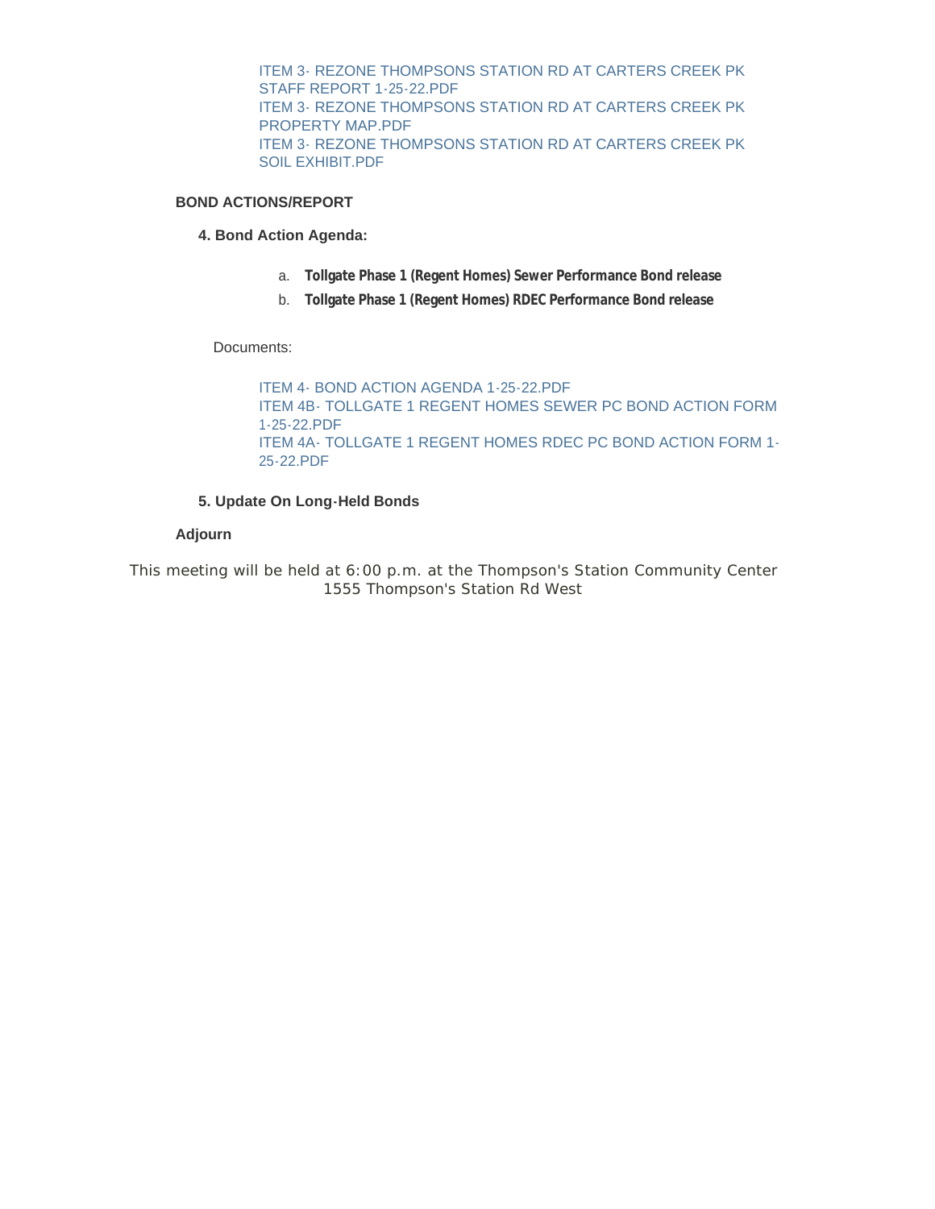ITEM 3- REZONE THOMPSONS STATION RD AT CARTERS CREEK PK STAFF REPORT 1-25-22.PDF
ITEM 3- REZONE THOMPSONS STATION RD AT CARTERS CREEK PK PROPERTY MAP.PDF
ITEM 3- REZONE THOMPSONS STATION RD AT CARTERS CREEK PK SOIL EXHIBIT.PDF

**BOND ACTIONS/REPORT**

**4. Bond Action Agenda:**

a. **Tollgate Phase 1 (Regent Homes) Sewer Performance Bond release**
b. **Tollgate Phase 1 (Regent Homes) RDEC Performance Bond release**

Documents:

ITEM 4- BOND ACTION AGENDA 1-25-22.PDF
ITEM 4B- TOLLGATE 1 REGENT HOMES SEWER PC BOND ACTION FORM 1-25-22.PDF
ITEM 4A- TOLLGATE 1 REGENT HOMES RDEC PC BOND ACTION FORM 1-25-22.PDF

**5. Update On Long-Held Bonds**

**Adjourn**

This meeting will be held at 6:00 p.m. at the Thompson's Station Community Center
1555 Thompson's Station Rd West